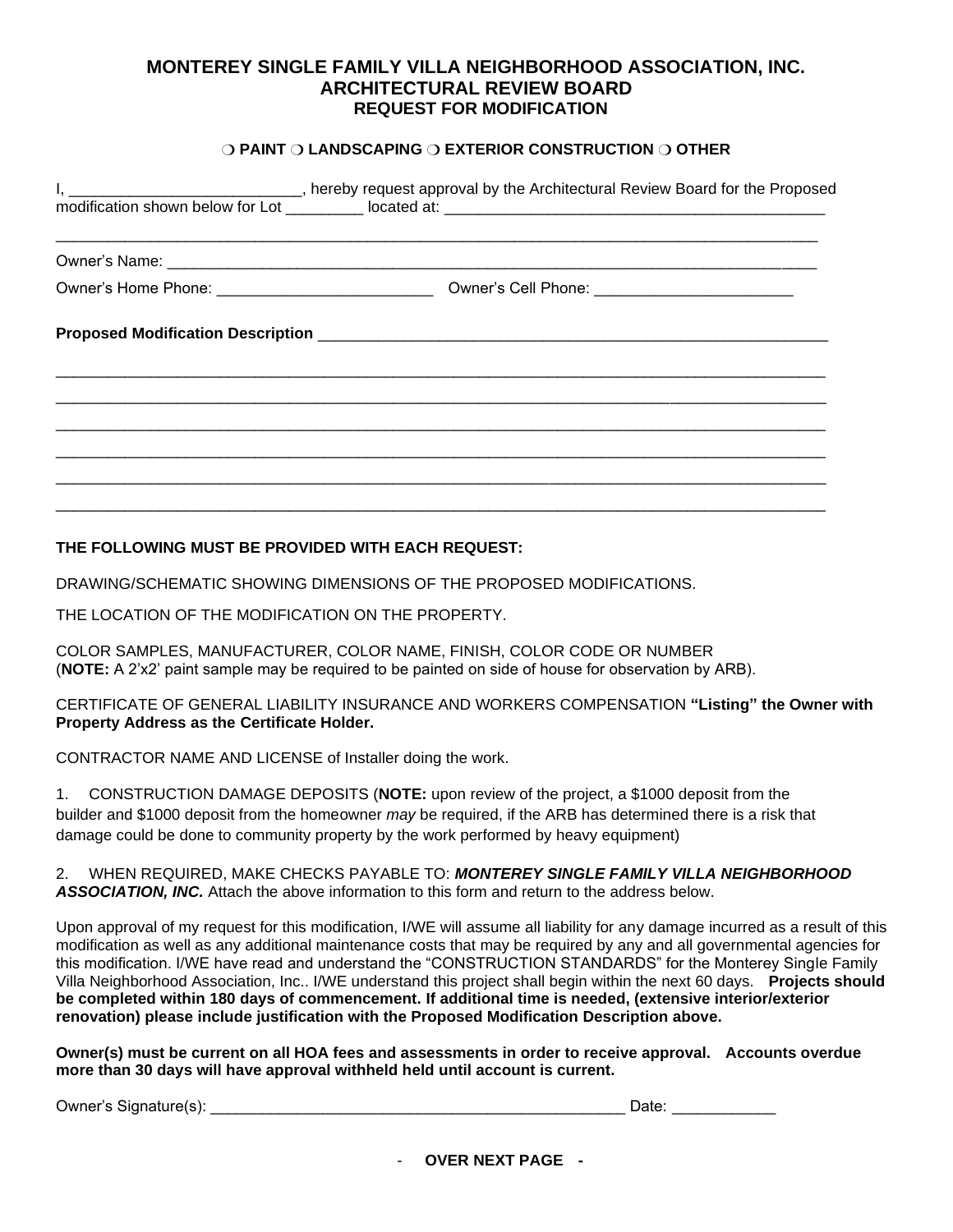# MONTEREY SINGLE FAMILY VILLA NEIGHBORHOOD ASSOCIATION, INC.
## ARCHITECTURAL REVIEW BOARD
### REQUEST FOR MODIFICATION

**❍ PAINT ❍ LANDSCAPING ❍ EXTERIOR CONSTRUCTION ❍ OTHER**

I, ___________________________, hereby request approval by the Architectural Review Board for the Proposed modification shown below for Lot _________ located at: _____________________________________________

_____________________________________________________________________________________________

Owner's Name: _______________________________________________________________________________

Owner's Home Phone: _________________________ Owner's Cell Phone: _______________________

**Proposed Modification Description** _______________________________________________________________

_____________________________________________________________________________________________

_____________________________________________________________________________________________

_____________________________________________________________________________________________

_____________________________________________________________________________________________

_____________________________________________________________________________________________

_____________________________________________________________________________________________

**THE FOLLOWING MUST BE PROVIDED WITH EACH REQUEST:**

DRAWING/SCHEMATIC SHOWING DIMENSIONS OF THE PROPOSED MODIFICATIONS.

THE LOCATION OF THE MODIFICATION ON THE PROPERTY.

COLOR SAMPLES, MANUFACTURER, COLOR NAME, FINISH, COLOR CODE OR NUMBER (**NOTE:** A 2'x2' paint sample may be required to be painted on side of house for observation by ARB).

CERTIFICATE OF GENERAL LIABILITY INSURANCE AND WORKERS COMPENSATION **"Listing" the Owner with Property Address as the Certificate Holder.**

CONTRACTOR NAME AND LICENSE of Installer doing the work.

1. CONSTRUCTION DAMAGE DEPOSITS (**NOTE:** upon review of the project, a $1000 deposit from the builder and $1000 deposit from the homeowner *may* be required, if the ARB has determined there is a risk that damage could be done to community property by the work performed by heavy equipment)

2. WHEN REQUIRED, MAKE CHECKS PAYABLE TO: ***MONTEREY SINGLE FAMILY VILLA NEIGHBORHOOD ASSOCIATION, INC.*** Attach the above information to this form and return to the address below.

Upon approval of my request for this modification, I/WE will assume all liability for any damage incurred as a result of this modification as well as any additional maintenance costs that may be required by any and all governmental agencies for this modification. I/WE have read and understand the "CONSTRUCTION STANDARDS" for the Monterey Single Family Villa Neighborhood Association, Inc.. I/WE understand this project shall begin within the next 60 days. **Projects should be completed within 180 days of commencement. If additional time is needed, (extensive interior/exterior renovation) please include justification with the Proposed Modification Description above.**

**Owner(s) must be current on all HOA fees and assessments in order to receive approval. Accounts overdue more than 30 days will have approval withheld held until account is current.**

Owner's Signature(s): _________________________________________________ Date: ____________

- **OVER NEXT PAGE -**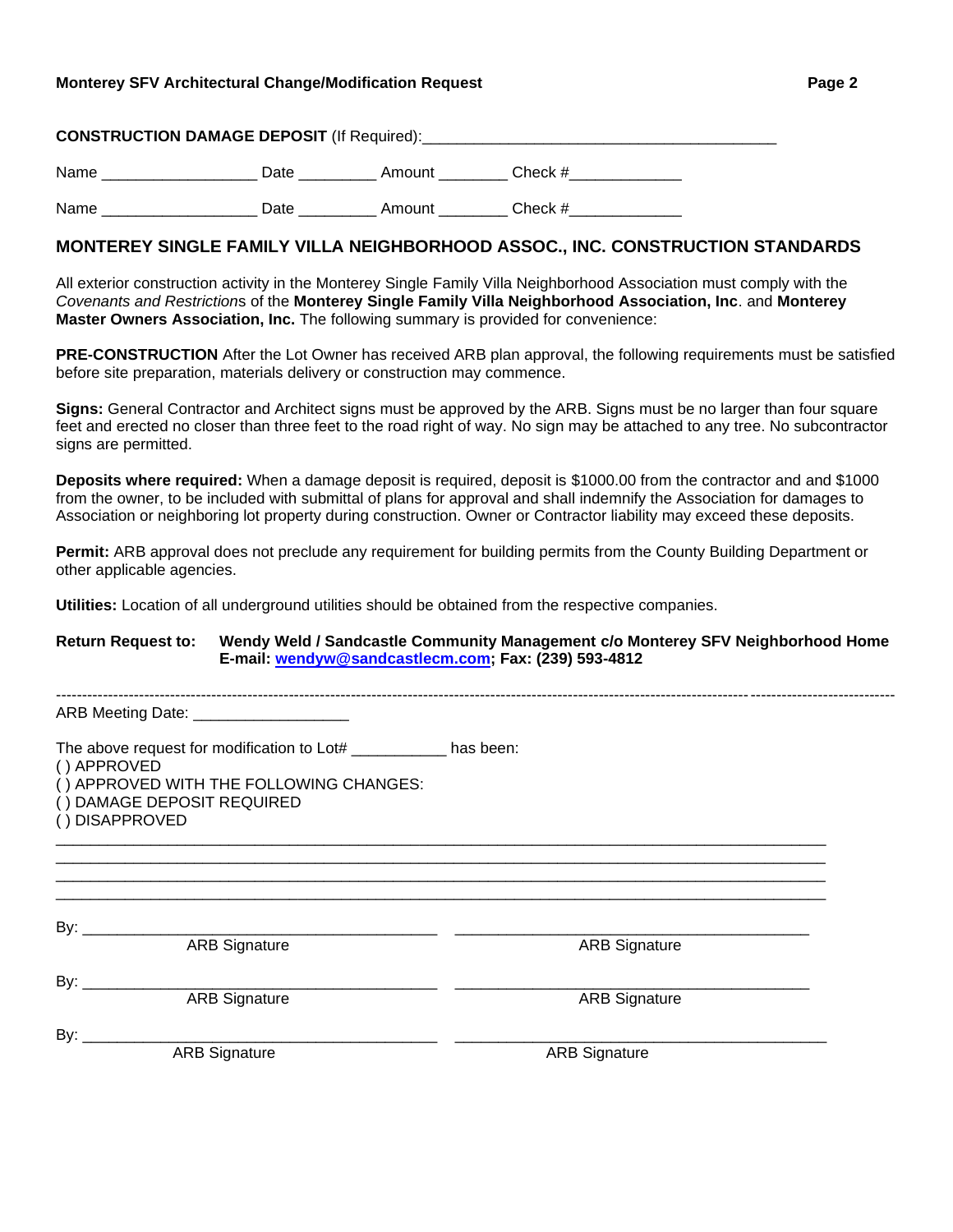**CONSTRUCTION DAMAGE DEPOSIT** (If Required):__________________________________________

Name __________________ Date _________ Amount ________ Check #_____________

Name __________________ Date _________ Amount ________ Check #_____________

## MONTEREY SINGLE FAMILY VILLA NEIGHBORHOOD ASSOC., INC. CONSTRUCTION STANDARDS

All exterior construction activity in the Monterey Single Family Villa Neighborhood Association must comply with the *Covenants and Restrictions* of the **Monterey Single Family Villa Neighborhood Association, Inc**. and **Monterey Master Owners Association, Inc.** The following summary is provided for convenience:

**PRE-CONSTRUCTION** After the Lot Owner has received ARB plan approval, the following requirements must be satisfied before site preparation, materials delivery or construction may commence.

**Signs:** General Contractor and Architect signs must be approved by the ARB. Signs must be no larger than four square feet and erected no closer than three feet to the road right of way. No sign may be attached to any tree. No subcontractor signs are permitted.

**Deposits where required:** When a damage deposit is required, deposit is $1000.00 from the contractor and and $1000 from the owner, to be included with submittal of plans for approval and shall indemnify the Association for damages to Association or neighboring lot property during construction. Owner or Contractor liability may exceed these deposits.

**Permit:** ARB approval does not preclude any requirement for building permits from the County Building Department or other applicable agencies.

**Utilities:** Location of all underground utilities should be obtained from the respective companies.

**Return Request to:** **Wendy Weld / Sandcastle Community Management c/o Monterey SFV Neighborhood Home**
**E-mail: wendyw@sandcastlecm.com; Fax: (239) 593-4812**

---

ARB Meeting Date: __________________

The above request for modification to Lot# ___________ has been:
( ) APPROVED
( ) APPROVED WITH THE FOLLOWING CHANGES:
( ) DAMAGE DEPOSIT REQUIRED
( ) DISAPPROVED

_____________________________________________________________________________________
_____________________________________________________________________________________
_____________________________________________________________________________________
_____________________________________________________________________________________

By: ________________________________________ ________________________________________
ARB Signature ARB Signature

By: ________________________________________ ________________________________________
ARB Signature ARB Signature

By: ________________________________________ ________________________________________
ARB Signature ARB Signature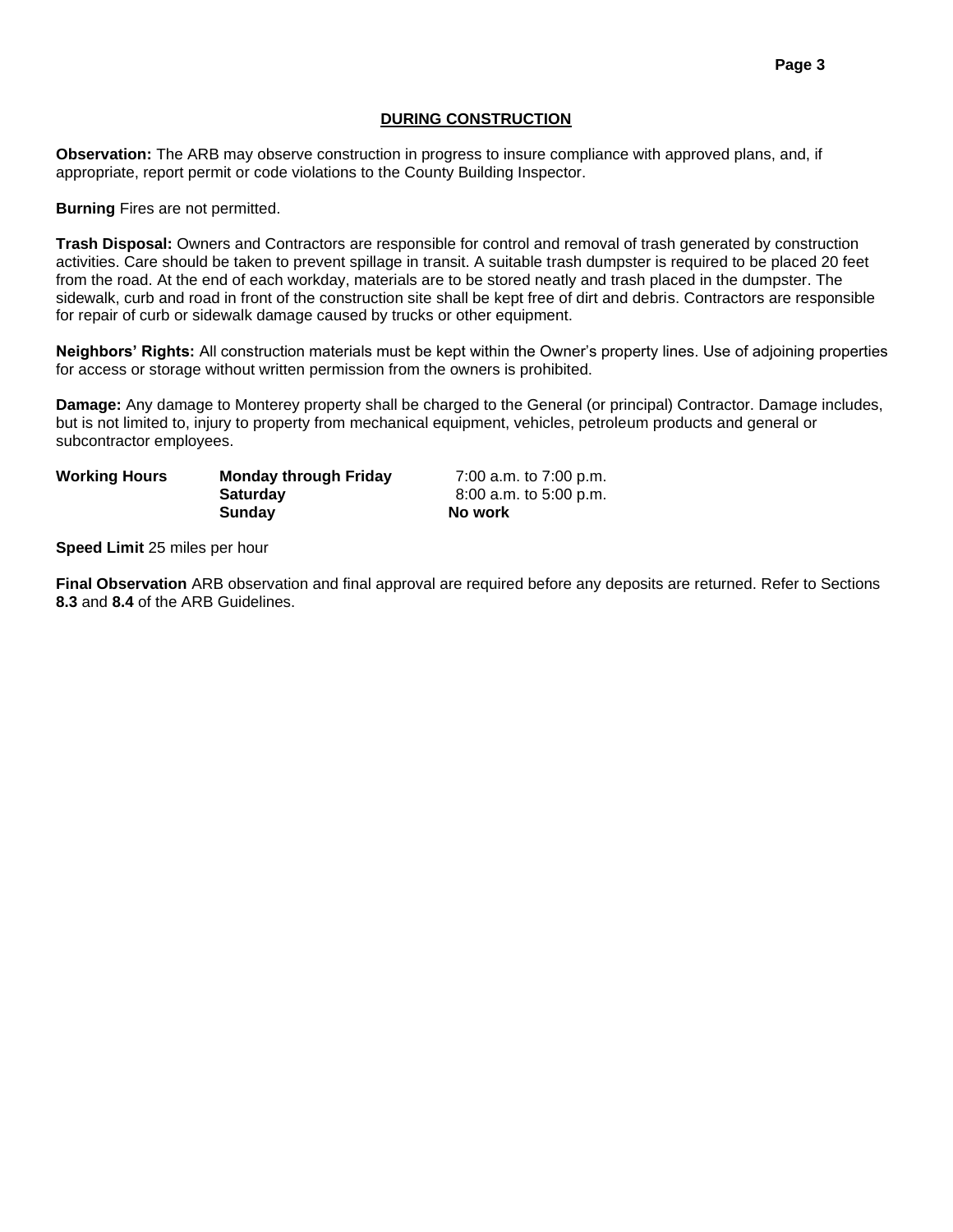## DURING CONSTRUCTION

**Observation:** The ARB may observe construction in progress to insure compliance with approved plans, and, if appropriate, report permit or code violations to the County Building Inspector.

**Burning** Fires are not permitted.

**Trash Disposal:** Owners and Contractors are responsible for control and removal of trash generated by construction activities. Care should be taken to prevent spillage in transit. A suitable trash dumpster is required to be placed 20 feet from the road. At the end of each workday, materials are to be stored neatly and trash placed in the dumpster. The sidewalk, curb and road in front of the construction site shall be kept free of dirt and debris. Contractors are responsible for repair of curb or sidewalk damage caused by trucks or other equipment.

**Neighbors' Rights:** All construction materials must be kept within the Owner's property lines. Use of adjoining properties for access or storage without written permission from the owners is prohibited.

**Damage:** Any damage to Monterey property shall be charged to the General (or principal) Contractor. Damage includes, but is not limited to, injury to property from mechanical equipment, vehicles, petroleum products and general or subcontractor employees.

| | | |
|---|---|---|
| **Working Hours** | **Monday through Friday** | 7:00 a.m. to 7:00 p.m. |
| | **Saturday** | 8:00 a.m. to 5:00 p.m. |
| | **Sunday** | **No work** |

**Speed Limit** 25 miles per hour

**Final Observation** ARB observation and final approval are required before any deposits are returned. Refer to Sections **8.3** and **8.4** of the ARB Guidelines.